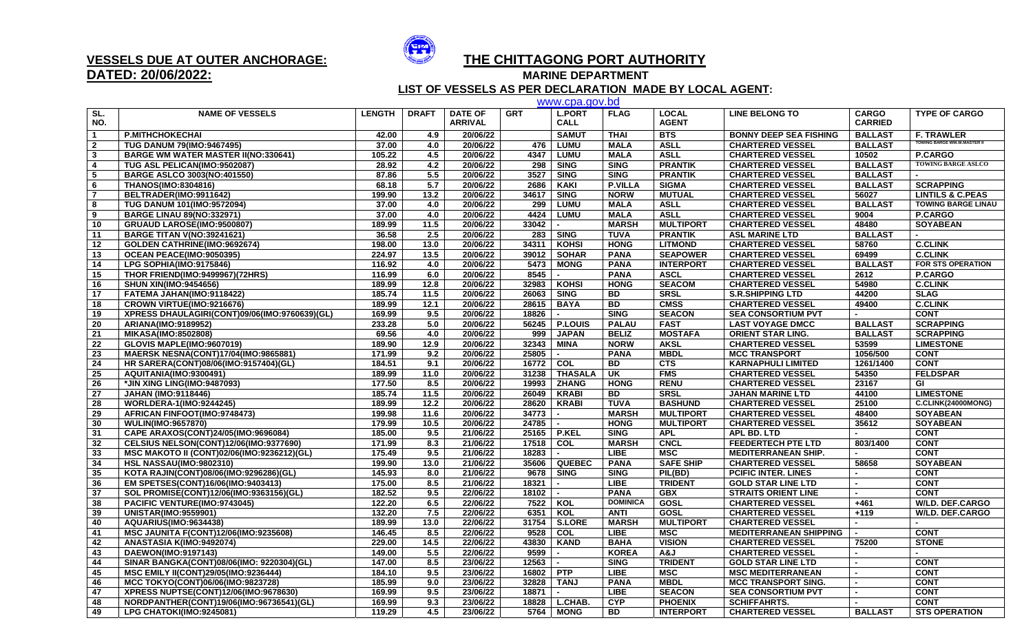**VESSELS DUE AT OUTER ANCHORAGE:**
**DATED: 20/06/2022:**

# THE CHITTAGONG PORT AUTHORITY

## MARINE DEPARTMENT

### LIST OF VESSELS AS PER DECLARATION MADE BY LOCAL AGENT:

www.cpa.gov.bd

| SL. NO. | NAME OF VESSELS | LENGTH | DRAFT | DATE OF ARRIVAL | GRT | L.PORT CALL | FLAG | LOCAL AGENT | LINE BELONG TO | CARGO CARRIED | TYPE OF CARGO |
|---|---|---|---|---|---|---|---|---|---|---|---|
| 1 | P.MITHCHOKECHAI | 42.00 | 4.9 | 20/06/22 | | SAMUT | THAI | BTS | BONNY DEEP SEA FISHING | BALLAST | F. TRAWLER |
| 2 | TUG DANUM 79(IMO:9467495) | 37.00 | 4.0 | 20/06/22 | 476 | LUMU | MALA | ASLL | CHARTERED VESSEL | BALLAST | TOWING BARGE WM.W.MASTER II |
| 3 | BARGE WM WATER MASTER II(NO:330641) | 105.22 | 4.5 | 20/06/22 | 4347 | LUMU | MALA | ASLL | CHARTERED VESSEL | 10502 | P.CARGO |
| 4 | TUG ASL PELICAN(IMO:9502087) | 28.92 | 4.2 | 20/06/22 | 298 | SING | SING | PRANTIK | CHARTERED VESSEL | BALLAST | TOWING BARGE ASLCO |
| 5 | BARGE ASLCO 3003(NO:401550) | 87.86 | 5.5 | 20/06/22 | 3527 | SING | SING | PRANTIK | CHARTERED VESSEL | BALLAST | - |
| 6 | THANOS(IMO:8304816) | 68.18 | 5.7 | 20/06/22 | 2686 | KAKI | P.VILLA | SIGMA | CHARTERED VESSEL | BALLAST | SCRAPPING |
| 7 | BELTRADER(IMO:9911642) | 199.90 | 13.2 | 20/06/22 | 34617 | SING | NORW | MUTUAL | CHARTERED VESSEL | 56027 | LINTILS & C.PEAS |
| 8 | TUG DANUM 101(IMO:9572094) | 37.00 | 4.0 | 20/06/22 | 299 | LUMU | MALA | ASLL | CHARTERED VESSEL | BALLAST | TOWING BARGE LINAU |
| 9 | BARGE LINAU 89(NO:332971) | 37.00 | 4.0 | 20/06/22 | 4424 | LUMU | MALA | ASLL | CHARTERED VESSEL | 9004 | P.CARGO |
| 10 | GRUAUD LAROSE(IMO:9500807) | 189.99 | 11.5 | 20/06/22 | 33042 | - | MARSH | MULTIPORT | CHARTERED VESSEL | 48480 | SOYABEAN |
| 11 | BARGE TITAN V(NO:39241621) | 36.58 | 2.5 | 20/06/22 | 283 | SING | TUVA | PRANTIK | ASL MARINE LTD | BALLAST | - |
| 12 | GOLDEN CATHRINE(IMO:9692674) | 198.00 | 13.0 | 20/06/22 | 34311 | KOHSI | HONG | LITMOND | CHARTERED VESSEL | 58760 | C.CLINK |
| 13 | OCEAN PEACE(IMO:9050395) | 224.97 | 13.5 | 20/06/22 | 39012 | SOHAR | PANA | SEAPOWER | CHARTERED VESSEL | 69499 | C.CLINK |
| 14 | LPG SOPHIA(IMO:9175846) | 116.92 | 4.0 | 20/06/22 | 5473 | MONG | PANA | INTERPORT | CHARTERED VESSEL | BALLAST | FOR STS OPERATION |
| 15 | THOR FRIEND(IMO:9499967)(72HRS) | 116.99 | 6.0 | 20/06/22 | 8545 | - | PANA | ASCL | CHARTERED VESSEL | 2612 | P.CARGO |
| 16 | SHUN XIN(IMO:9454656) | 189.99 | 12.8 | 20/06/22 | 32983 | KOHSI | HONG | SEACOM | CHARTERED VESSEL | 54980 | C.CLINK |
| 17 | FATEMA JAHAN(IMO:9118422) | 185.74 | 11.5 | 20/06/22 | 26063 | SING | BD | SRSL | S.R.SHIPPING LTD | 44200 | SLAG |
| 18 | CROWN VIRTUE(IMO:9216676) | 189.99 | 12.1 | 20/06/22 | 28615 | BAYA | BD | CMSS | CHARTERED VESSEL | 49400 | C.CLINK |
| 19 | XPRESS DHAULAGIRI(CONT)09/06(IMO:9760639)(GL) | 169.99 | 9.5 | 20/06/22 | 18826 | - | SING | SEACON | SEA CONSORTIUM PVT | - | CONT |
| 20 | ARIANA(IMO:9189952) | 233.28 | 5.0 | 20/06/22 | 56245 | P.LOUIS | PALAU | FAST | LAST VOYAGE DMCC | BALLAST | SCRAPPING |
| 21 | MIKASA(IMO:8502808) | 69.56 | 4.0 | 20/06/22 | 999 | JAPAN | BELIZ | MOSTAFA | ORIENT STAR LING. | BALLAST | SCRAPPING |
| 22 | GLOVIS MAPLE(IMO:9607019) | 189.90 | 12.9 | 20/06/22 | 32343 | MINA | NORW | AKSL | CHARTERED VESSEL | 53599 | LIMESTONE |
| 23 | MAERSK NESNA(CONT)17/04(IMO:9865881) | 171.99 | 9.2 | 20/06/22 | 25805 | - | PANA | MBDL | MCC TRANSPORT | 1056/500 | CONT |
| 24 | HR SARERA(CONT)08/06(IMO:9157404)(GL) | 184.51 | 9.1 | 20/06/22 | 16772 | COL | BD | CTS | KARNAPHULI LIMITED | 1261/1400 | CONT |
| 25 | AQUITANIA(IMO:9300491) | 189.99 | 11.0 | 20/06/22 | 31238 | THASALA | UK | FMS | CHARTERED VESSEL | 54350 | FELDSPAR |
| 26 | *JIN XING LING(IMO:9487093) | 177.50 | 8.5 | 20/06/22 | 19993 | ZHANG | HONG | RENU | CHARTERED VESSEL | 23167 | GI |
| 27 | JAHAN (IMO:9118446) | 185.74 | 11.5 | 20/06/22 | 26049 | KRABI | BD | SRSL | JAHAN MARINE LTD | 44100 | LIMESTONE |
| 28 | WORLDERA-1(IMO:9244245) | 189.99 | 12.2 | 20/06/22 | 28620 | KRABI | TUVA | BASHUND | CHARTERED VESSEL | 25100 | C.CLINK(24000MONG) |
| 29 | AFRICAN FINFOOT(IMO:9748473) | 199.98 | 11.6 | 20/06/22 | 34773 | - | MARSH | MULTIPORT | CHARTERED VESSEL | 48400 | SOYABEAN |
| 30 | WULIN(IMO:9657870) | 179.99 | 10.5 | 20/06/22 | 24785 | - | HONG | MULTIPORT | CHARTERED VESSEL | 35612 | SOYABEAN |
| 31 | CAPE ARAXOS(CONT)24/05(IMO:9696084) | 185.00 | 9.5 | 21/06/22 | 25165 | P.KEL | SING | APL | APL BD. LTD | - | CONT |
| 32 | CELSIUS NELSON(CONT)12/06(IMO:9377690) | 171.99 | 8.3 | 21/06/22 | 17518 | COL | MARSH | CNCL | FEEDERTECH PTE LTD | 803/1400 | CONT |
| 33 | MSC MAKOTO II (CONT)02/06(IMO:9236212)(GL) | 175.49 | 9.5 | 21/06/22 | 18283 | - | LIBE | MSC | MEDITERRANEAN SHIP. | - | CONT |
| 34 | HSL NASSAU(IMO:9802310) | 199.90 | 13.0 | 21/06/22 | 35606 | QUEBEC | PANA | SAFE SHIP | CHARTERED VESSEL | 58658 | SOYABEAN |
| 35 | KOTA RAJIN(CONT)08/06(IMO:9296286)(GL) | 145.93 | 8.0 | 21/06/22 | 9678 | SING | SING | PIL(BD) | PCIFIC INTER. LINES | - | CONT |
| 36 | EM SPETSES(CONT)16/06(IMO:9403413) | 175.00 | 8.5 | 21/06/22 | 18321 | - | LIBE | TRIDENT | GOLD STAR LINE LTD | - | CONT |
| 37 | SOL PROMISE(CONT)12/06(IMO:9363156)(GL) | 182.52 | 9.5 | 22/06/22 | 18102 | - | PANA | GBX | STRAITS ORIENT LINE | - | CONT |
| 38 | PACIFIC VENTURE(IMO:9743045) | 122.20 | 6.5 | 22/06/22 | 7522 | KOL | DOMINICA | GOSL | CHARTERED VESSEL | +461 | W/LD. DEF.CARGO |
| 39 | UNISTAR(IMO:9559901) | 132.20 | 7.5 | 22/06/22 | 6351 | KOL | ANTI | GOSL | CHARTERED VESSEL | +119 | W/LD. DEF.CARGO |
| 40 | AQUARIUS(IMO:9634438) | 189.99 | 13.0 | 22/06/22 | 31754 | S.LORE | MARSH | MULTIPORT | CHARTERED VESSEL | - | - |
| 41 | MSC JAUNITA F(CONT)12/06(IMO:9235608) | 146.45 | 8.5 | 22/06/22 | 9528 | COL | LIBE | MSC | MEDITERRANEAN SHIPPING | - | CONT |
| 42 | ANASTASIA K(IMO:9492074) | 229.00 | 14.5 | 22/06/22 | 43830 | KAND | BAHA | VISION | CHARTERED VESSEL | 75200 | STONE |
| 43 | DAEWON(IMO:9197143) | 149.00 | 5.5 | 22/06/22 | 9599 | - | KOREA | A&J | CHARTERED VESSEL | - | - |
| 44 | SINAR BANGKA(CONT)08/06(IMO: 9220304)(GL) | 147.00 | 8.5 | 23/06/22 | 12563 | - | SING | TRIDENT | GOLD STAR LINE LTD | - | CONT |
| 45 | MSC EMILY II(CONT)29/05(IMO:9236444) | 184.10 | 9.5 | 23/06/22 | 16802 | PTP | LIBE | MSC | MSC MEDITERRANEAN | - | CONT |
| 46 | MCC TOKYO(CONT)06/06(IMO:9823728) | 185.99 | 9.0 | 23/06/22 | 32828 | TANJ | PANA | MBDL | MCC TRANSPORT SING. | - | CONT |
| 47 | XPRESS NUPTSE(CONT)12/06(IMO:9678630) | 169.99 | 9.5 | 23/06/22 | 18871 | - | LIBE | SEACON | SEA CONSORTIUM PVT | - | CONT |
| 48 | NORDPANTHER(CONT)19/06(IMO:96736541)(GL) | 169.99 | 9.3 | 23/06/22 | 18828 | L.CHAB. | CYP | PHOENIX | SCHIFFAHRTS. | - | CONT |
| 49 | LPG CHATOKI(IMO:9245081) | 119.29 | 4.5 | 23/06/22 | 5764 | MONG | BD | INTERPORT | CHARTERED VESSEL | BALLAST | STS OPERATION |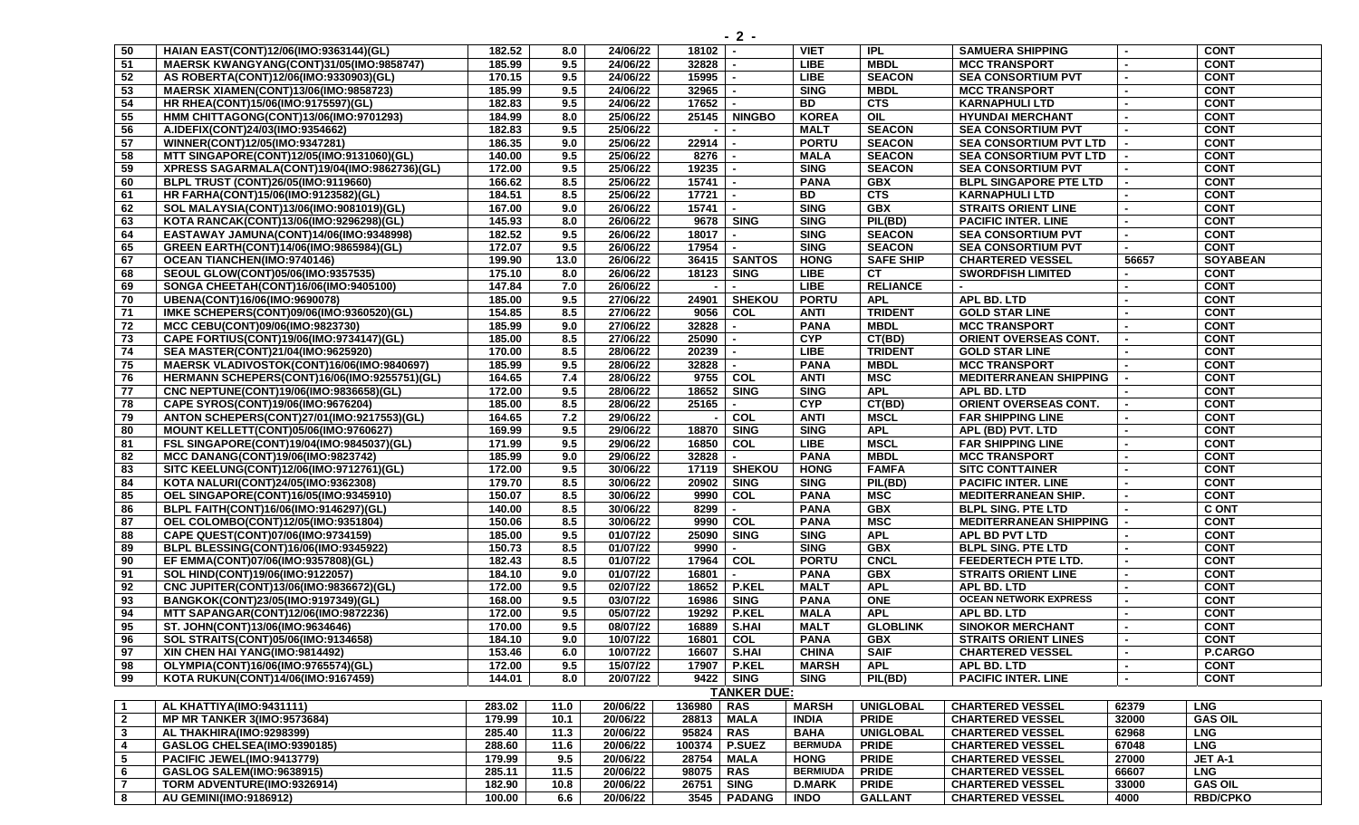| 50 | HAIAN EAST(CONT)12/06(IMO:9363144)(GL) | 182.52 | 8.0 | 24/06/22 | 18102 | - | VIET | IPL | SAMUERA SHIPPING | - | CONT |
|---|---|---|---|---|---|---|---|---|---|---|---|
| 51 | MAERSK KWANGYANG(CONT)31/05(IMO:9858747) | 185.99 | 9.5 | 24/06/22 | 32828 | - | LIBE | MBDL | MCC TRANSPORT | - | CONT |
| 52 | AS ROBERTA(CONT)12/06(IMO:9330903)(GL) | 170.15 | 9.5 | 24/06/22 | 15995 | - | LIBE | SEACON | SEA CONSORTIUM PVT | - | CONT |
| 53 | MAERSK XIAMEN(CONT)13/06(IMO:9858723) | 185.99 | 9.5 | 24/06/22 | 32965 | - | SING | MBDL | MCC TRANSPORT | - | CONT |
| 54 | HR RHEA(CONT)15/06(IMO:9175597)(GL) | 182.83 | 9.5 | 24/06/22 | 17652 | - | BD | CTS | KARNAPHULI LTD | - | CONT |
| 55 | HMM CHITTAGONG(CONT)13/06(IMO:9701293) | 184.99 | 8.0 | 25/06/22 | 25145 | NINGBO | KOREA | OIL | HYUNDAI MERCHANT | - | CONT |
| 56 | A.IDEFIX(CONT)24/03(IMO:9354662) | 182.83 | 9.5 | 25/06/22 | - | - | MALT | SEACON | SEA CONSORTIUM PVT | - | CONT |
| 57 | WINNER(CONT)12/05(IMO:9347281) | 186.35 | 9.0 | 25/06/22 | 22914 | - | PORTU | SEACON | SEA CONSORTIUM PVT LTD | - | CONT |
| 58 | MTT SINGAPORE(CONT)12/05(IMO:9131060)(GL) | 140.00 | 9.5 | 25/06/22 | 8276 | - | MALA | SEACON | SEA CONSORTIUM PVT LTD | - | CONT |
| 59 | XPRESS SAGARMALA(CONT)19/04(IMO:9862736)(GL) | 172.00 | 9.5 | 25/06/22 | 19235 | - | SING | SEACON | SEA CONSORTIUM PVT | - | CONT |
| 60 | BLPL TRUST (CONT)26/05(IMO:9119660) | 166.62 | 8.5 | 25/06/22 | 15741 | - | PANA | GBX | BLPL SINGAPORE PTE LTD | - | CONT |
| 61 | HR FARHA(CONT)15/06(IMO:9123582)(GL) | 184.51 | 8.5 | 25/06/22 | 17721 | - | BD | CTS | KARNAPHULI LTD | - | CONT |
| 62 | SOL MALAYSIA(CONT)13/06(IMO:9081019)(GL) | 167.00 | 9.0 | 26/06/22 | 15741 | - | SING | GBX | STRAITS ORIENT LINE | - | CONT |
| 63 | KOTA RANCAK(CONT)13/06(IMO:9296298)(GL) | 145.93 | 8.0 | 26/06/22 | 9678 | SING | SING | PIL(BD) | PACIFIC INTER. LINE | - | CONT |
| 64 | EASTAWAY JAMUNA(CONT)14/06(IMO:9348998) | 182.52 | 9.5 | 26/06/22 | 18017 | - | SING | SEACON | SEA CONSORTIUM PVT | - | CONT |
| 65 | GREEN EARTH(CONT)14/06(IMO:9865984)(GL) | 172.07 | 9.5 | 26/06/22 | 17954 | - | SING | SEACON | SEA CONSORTIUM PVT | - | CONT |
| 67 | OCEAN TIANCHEN(IMO:9740146) | 199.90 | 13.0 | 26/06/22 | 36415 | SANTOS | HONG | SAFE SHIP | CHARTERED VESSEL | 56657 | SOYABEAN |
| 68 | SEOUL GLOW(CONT)05/06(IMO:9357535) | 175.10 | 8.0 | 26/06/22 | 18123 | SING | LIBE | CT | SWORDFISH LIMITED | - | CONT |
| 69 | SONGA CHEETAH(CONT)16/06(IMO:9405100) | 147.84 | 7.0 | 26/06/22 | - | - | LIBE | RELIANCE | - | - | CONT |
| 70 | UBENA(CONT)16/06(IMO:9690078) | 185.00 | 9.5 | 27/06/22 | 24901 | SHEKOU | PORTU | APL | APL BD. LTD | - | CONT |
| 71 | IMKE SCHEPERS(CONT)09/06(IMO:9360520)(GL) | 154.85 | 8.5 | 27/06/22 | 9056 | COL | ANTI | TRIDENT | GOLD STAR LINE | - | CONT |
| 72 | MCC CEBU(CONT)09/06(IMO:9823730) | 185.99 | 9.0 | 27/06/22 | 32828 | - | PANA | MBDL | MCC TRANSPORT | - | CONT |
| 73 | CAPE FORTIUS(CONT)19/06(IMO:9734147)(GL) | 185.00 | 8.5 | 27/06/22 | 25090 | - | CYP | CT(BD) | ORIENT OVERSEAS CONT. | - | CONT |
| 74 | SEA MASTER(CONT)21/04(IMO:9625920) | 170.00 | 8.5 | 28/06/22 | 20239 | - | LIBE | TRIDENT | GOLD STAR LINE | - | CONT |
| 75 | MAERSK VLADIVOSTOK(CONT)16/06(IMO:9840697) | 185.99 | 9.5 | 28/06/22 | 32828 | - | PANA | MBDL | MCC TRANSPORT | - | CONT |
| 76 | HERMANN SCHEPERS(CONT)16/06(IMO:9255751)(GL) | 164.65 | 7.4 | 28/06/22 | 9755 | COL | ANTI | MSC | MEDITERRANEAN SHIPPING | - | CONT |
| 77 | CNC NEPTUNE(CONT)19/06(IMO:9836658)(GL) | 172.00 | 9.5 | 28/06/22 | 18652 | SING | SING | APL | APL BD. LTD | - | CONT |
| 78 | CAPE SYROS(CONT)19/06(IMO:9676204) | 185.00 | 8.5 | 28/06/22 | 25165 | - | CYP | CT(BD) | ORIENT OVERSEAS CONT. | - | CONT |
| 79 | ANTON SCHEPERS(CONT)27/01(IMO:9217553)(GL) | 164.65 | 7.2 | 29/06/22 | - | COL | ANTI | MSCL | FAR SHIPPING LINE | - | CONT |
| 80 | MOUNT KELLETT(CONT)05/06(IMO:9760627) | 169.99 | 9.5 | 29/06/22 | 18870 | SING | SING | APL | APL (BD) PVT. LTD | - | CONT |
| 81 | FSL SINGAPORE(CONT)19/04(IMO:9845037)(GL) | 171.99 | 9.5 | 29/06/22 | 16850 | COL | LIBE | MSCL | FAR SHIPPING LINE | - | CONT |
| 82 | MCC DANANG(CONT)19/06(IMO:9823742) | 185.99 | 9.0 | 29/06/22 | 32828 | - | PANA | MBDL | MCC TRANSPORT | - | CONT |
| 83 | SITC KEELUNG(CONT)12/06(IMO:9712761)(GL) | 172.00 | 9.5 | 30/06/22 | 17119 | SHEKOU | HONG | FAMFA | SITC CONTTAINER | - | CONT |
| 84 | KOTA NALURI(CONT)24/05(IMO:9362308) | 179.70 | 8.5 | 30/06/22 | 20902 | SING | SING | PIL(BD) | PACIFIC INTER. LINE | - | CONT |
| 85 | OEL SINGAPORE(CONT)16/05(IMO:9345910) | 150.07 | 8.5 | 30/06/22 | 9990 | COL | PANA | MSC | MEDITERRANEAN SHIP. | - | CONT |
| 86 | BLPL FAITH(CONT)16/06(IMO:9146297)(GL) | 140.00 | 8.5 | 30/06/22 | 8299 | - | PANA | GBX | BLPL SING. PTE LTD | - | C ONT |
| 87 | OEL COLOMBO(CONT)12/05(IMO:9351804) | 150.06 | 8.5 | 30/06/22 | 9990 | COL | PANA | MSC | MEDITERRANEAN SHIPPING | - | CONT |
| 88 | CAPE QUEST(CONT)07/06(IMO:9734159) | 185.00 | 9.5 | 01/07/22 | 25090 | SING | SING | APL | APL BD PVT LTD | - | CONT |
| 89 | BLPL BLESSING(CONT)16/06(IMO:9345922) | 150.73 | 8.5 | 01/07/22 | 9990 | - | SING | GBX | BLPL SING. PTE LTD | - | CONT |
| 90 | EF EMMA(CONT)07/06(IMO:9357808)(GL) | 182.43 | 8.5 | 01/07/22 | 17964 | COL | PORTU | CNCL | FEEDERTECH PTE LTD. | - | CONT |
| 91 | SOL HIND(CONT)19/06(IMO:9122057) | 184.10 | 9.0 | 01/07/22 | 16801 | - | PANA | GBX | STRAITS ORIENT LINE | - | CONT |
| 92 | CNC JUPITER(CONT)13/06(IMO:9836672)(GL) | 172.00 | 9.5 | 02/07/22 | 18652 | P.KEL | MALT | APL | APL BD. LTD | - | CONT |
| 93 | BANGKOK(CONT)23/05(IMO:9197349)(GL) | 168.00 | 9.5 | 03/07/22 | 16986 | SING | PANA | ONE | OCEAN NETWORK EXPRESS | - | CONT |
| 94 | MTT SAPANGAR(CONT)12/06(IMO:9872236) | 172.00 | 9.5 | 05/07/22 | 19292 | P.KEL | MALA | APL | APL BD. LTD | - | CONT |
| 95 | ST. JOHN(CONT)13/06(IMO:9634646) | 170.00 | 9.5 | 08/07/22 | 16889 | S.HAI | MALT | GLOBLINK | SINOKOR MERCHANT | - | CONT |
| 96 | SOL STRAITS(CONT)05/06(IMO:9134658) | 184.10 | 9.0 | 10/07/22 | 16801 | COL | PANA | GBX | STRAITS ORIENT LINES | - | CONT |
| 97 | XIN CHEN HAI YANG(IMO:9814492) | 153.46 | 6.0 | 10/07/22 | 16607 | S.HAI | CHINA | SAIF | CHARTERED VESSEL | - | P.CARGO |
| 98 | OLYMPIA(CONT)16/06(IMO:9765574)(GL) | 172.00 | 9.5 | 15/07/22 | 17907 | P.KEL | MARSH | APL | APL BD. LTD | - | CONT |
| 99 | KOTA RUKUN(CONT)14/06(IMO:9167459) | 144.01 | 8.0 | 20/07/22 | 9422 | SING | SING | PIL(BD) | PACIFIC INTER. LINE | - | CONT |

**TANKER DUE:**

| 1 | AL KHATTIYA(IMO:9431111) | 283.02 | 11.0 | 20/06/22 | 136980 | RAS | MARSH | UNIGLOBAL | CHARTERED VESSEL | 62379 | LNG |
|---|---|---|---|---|---|---|---|---|---|---|---|
| 2 | MP MR TANKER 3(IMO:9573684) | 179.99 | 10.1 | 20/06/22 | 28813 | MALA | INDIA | PRIDE | CHARTERED VESSEL | 32000 | GAS OIL |
| 3 | AL THAKHIRA(IMO:9298399) | 285.40 | 11.3 | 20/06/22 | 95824 | RAS | BAHA | UNIGLOBAL | CHARTERED VESSEL | 62968 | LNG |
| 4 | GASLOG CHELSEA(IMO:9390185) | 288.60 | 11.6 | 20/06/22 | 100374 | P.SUEZ | BERMUDA | PRIDE | CHARTERED VESSEL | 67048 | LNG |
| 5 | PACIFIC JEWEL(IMO:9413779) | 179.99 | 9.5 | 20/06/22 | 28754 | MALA | HONG | PRIDE | CHARTERED VESSEL | 27000 | JET A-1 |
| 6 | GASLOG SALEM(IMO:9638915) | 285.11 | 11.5 | 20/06/22 | 98075 | RAS | BERMIUDA | PRIDE | CHARTERED VESSEL | 66607 | LNG |
| 7 | TORM ADVENTURE(IMO:9326914) | 182.90 | 10.8 | 20/06/22 | 26751 | SING | D.MARK | PRIDE | CHARTERED VESSEL | 33000 | GAS OIL |
| 8 | AU GEMINI(IMO:9186912) | 100.00 | 6.6 | 20/06/22 | 3545 | PADANG | INDO | GALLANT | CHARTERED VESSEL | 4000 | RBD/CPKO |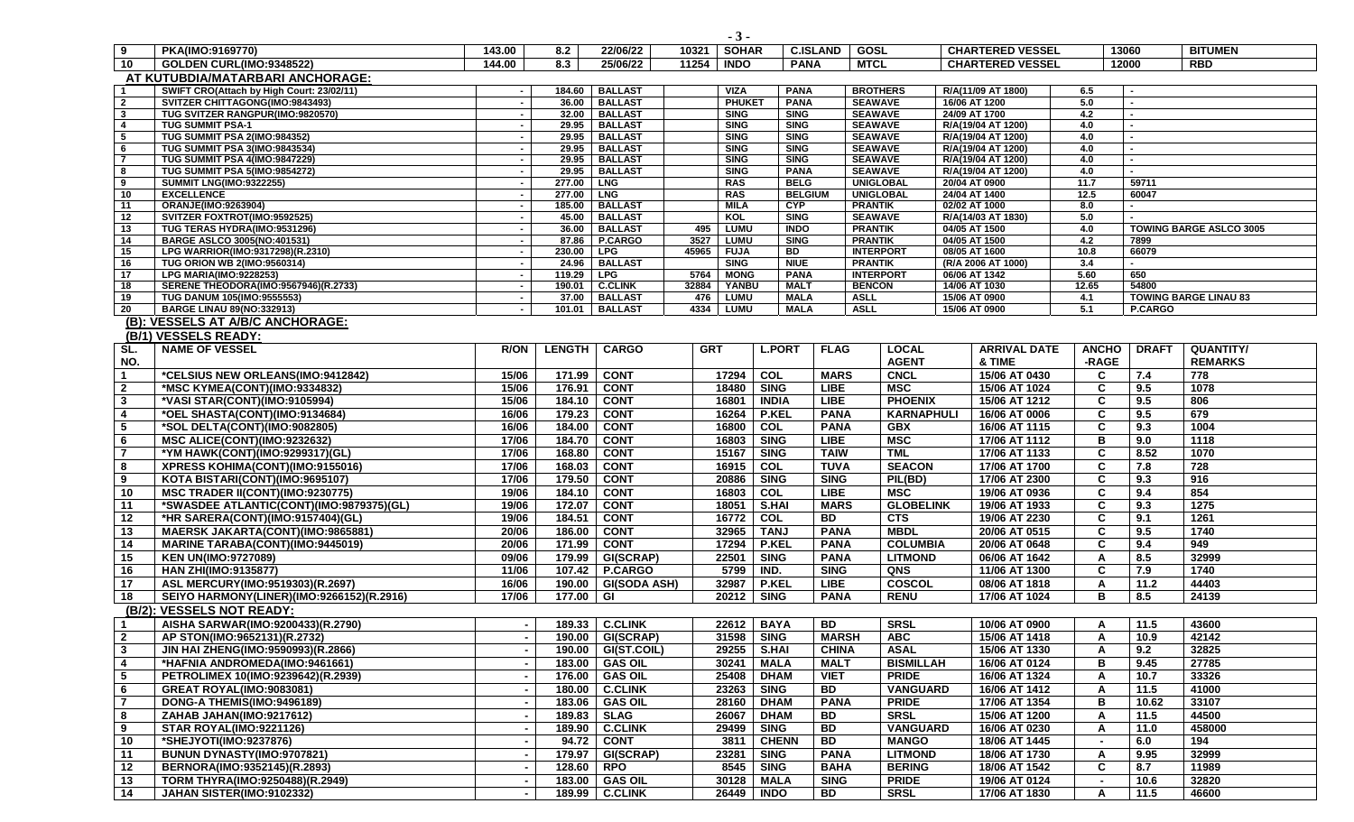| 9 | PKA(IMO:9169770) | 143.00 | 8.2 | 22/06/22 | 10321 | SOHAR | C.ISLAND | GOSL | CHARTERED VESSEL | 13060 | BITUMEN |
|---|---|---|---|---|---|---|---|---|---|---|---|
| 10 | GOLDEN CURL(IMO:9348522) | 144.00 | 8.3 | 25/06/22 | 11254 | INDO | PANA | MTCL | CHARTERED VESSEL | 12000 | RBD |

**AT KUTUBDIA/MATARBARI ANCHORAGE:**

| | | | | | | | | | | | | |
|---|---|---|---|---|---|---|---|---|---|---|---|---|
| 1 | SWIFT CRO(Attach by High Court: 23/02/11) | - | 184.60 | BALLAST | | VIZA | PANA | BROTHERS | R/A(11/09 AT 1800) | 6.5 | - | |
| 2 | SVITZER CHITTAGONG(IMO:9843493) | - | 36.00 | BALLAST | | PHUKET | PANA | SEAWAVE | 16/06 AT 1200 | 5.0 | - | |
| 3 | TUG SVITZER RANGPUR(IMO:9820570) | - | 32.00 | BALLAST | | SING | SING | SEAWAVE | 24/09 AT 1700 | 4.2 | - | |
| 4 | TUG SUMMIT PSA-1 | - | 29.95 | BALLAST | | SING | SING | SEAWAVE | R/A(19/04 AT 1200) | 4.0 | - | |
| 5 | TUG SUMMIT PSA 2(IMO:984352) | - | 29.95 | BALLAST | | SING | SING | SEAWAVE | R/A(19/04 AT 1200) | 4.0 | - | |
| 6 | TUG SUMMIT PSA 3(IMO:9843534) | - | 29.95 | BALLAST | | SING | SING | SEAWAVE | R/A(19/04 AT 1200) | 4.0 | - | |
| 7 | TUG SUMMIT PSA 4(IMO:9847229) | - | 29.95 | BALLAST | | SING | SING | SEAWAVE | R/A(19/04 AT 1200) | 4.0 | - | |
| 8 | TUG SUMMIT PSA 5(IMO:9854272) | - | 29.95 | BALLAST | | SING | PANA | SEAWAVE | R/A(19/04 AT 1200) | 4.0 | - | |
| 9 | SUMMIT LNG(IMO:9322255) | - | 277.00 | LNG | | RAS | BELG | UNIGLOBAL | 20/04 AT 0900 | 11.7 | 59711 | |
| 10 | EXCELLENCE | - | 277.00 | LNG | | RAS | BELGIUM | UNIGLOBAL | 24/04 AT 1400 | 12.5 | 60047 | |
| 11 | ORANJE(IMO:9263904) | - | 185.00 | BALLAST | | MILA | CYP | PRANTIK | 02/02 AT 1000 | 8.0 | - | |
| 12 | SVITZER FOXTROT(IMO:9592525) | - | 45.00 | BALLAST | | KOL | SING | SEAWAVE | R/A(14/03 AT 1830) | 5.0 | - | |
| 13 | TUG TERAS HYDRA(IMO:9531296) | - | 36.00 | BALLAST | 495 | LUMU | INDO | PRANTIK | 04/05 AT 1500 | 4.0 | TOWING BARGE ASLCO 3005 | |
| 14 | BARGE ASLCO 3005(NO:401531) | - | 87.86 | P.CARGO | 3527 | LUMU | SING | PRANTIK | 04/05 AT 1500 | 4.2 | 7899 | |
| 15 | LPG WARRIOR(IMO:9317298)(R.2310) | - | 230.00 | LPG | 45965 | FUJA | BD | INTERPORT | 08/05 AT 1600 | 10.8 | 66079 | |
| 16 | TUG ORION WB 2(IMO:9560314) | - | 24.96 | BALLAST | | SING | NIUE | PRANTIK | (R/A 2006 AT 1000) | 3.4 | - | |
| 17 | LPG MARIA(IMO:9228253) | - | 119.29 | LPG | 5764 | MONG | PANA | INTERPORT | 06/06 AT 1342 | 5.60 | 650 | |
| 18 | SERENE THEODORA(IMO:9567946)(R.2733) | - | 190.01 | C.CLINK | 32884 | YANBU | MALT | BENCON | 14/06 AT 1030 | 12.65 | 54800 | |
| 19 | TUG DANUM 105(IMO:9555553) | - | 37.00 | BALLAST | 476 | LUMU | MALA | ASLL | 15/06 AT 0900 | 4.1 | TOWING BARGE LINAU 83 | |
| 20 | BARGE LINAU 89(NO:332913) | - | 101.01 | BALLAST | 4334 | LUMU | MALA | ASLL | 15/06 AT 0900 | 5.1 | P.CARGO | |

**(B): VESSELS AT A/B/C ANCHORAGE:**

**(B/1) VESSELS READY:**

| SL. NO. | NAME OF VESSEL | R/ON | LENGTH | CARGO | GRT | L.PORT | FLAG | LOCAL AGENT | ARRIVAL DATE & TIME | ANCHO -RAGE | DRAFT | QUANTITY/ REMARKS |
|---|---|---|---|---|---|---|---|---|---|---|---|---|
| 1 | *CELSIUS NEW ORLEANS(IMO:9412842) | 15/06 | 171.99 | CONT | 17294 | COL | MARS | CNCL | 15/06 AT 0430 | C | 7.4 | 778 |
| 2 | *MSC KYMEA(CONT)(IMO:9334832) | 15/06 | 176.91 | CONT | 18480 | SING | LIBE | MSC | 15/06 AT 1024 | C | 9.5 | 1078 |
| 3 | *VASI STAR(CONT)(IMO:9105994) | 15/06 | 184.10 | CONT | 16801 | INDIA | LIBE | PHOENIX | 15/06 AT 1212 | C | 9.5 | 806 |
| 4 | *OEL SHASTA(CONT)(IMO:9134684) | 16/06 | 179.23 | CONT | 16264 | P.KEL | PANA | KARNAPHULI | 16/06 AT 0006 | C | 9.5 | 679 |
| 5 | *SOL DELTA(CONT)(IMO:9082805) | 16/06 | 184.00 | CONT | 16800 | COL | PANA | GBX | 16/06 AT 1115 | C | 9.3 | 1004 |
| 6 | MSC ALICE(CONT)(IMO:9232632) | 17/06 | 184.70 | CONT | 16803 | SING | LIBE | MSC | 17/06 AT 1112 | B | 9.0 | 1118 |
| 7 | *YM HAWK(CONT)(IMO:9299317)(GL) | 17/06 | 168.80 | CONT | 15167 | SING | TAIW | TML | 17/06 AT 1133 | C | 8.52 | 1070 |
| 8 | XPRESS KOHIMA(CONT)(IMO:9155016) | 17/06 | 168.03 | CONT | 16915 | COL | TUVA | SEACON | 17/06 AT 1700 | C | 7.8 | 728 |
| 9 | KOTA BISTARI(CONT)(IMO:9695107) | 17/06 | 179.50 | CONT | 20886 | SING | SING | PIL(BD) | 17/06 AT 2300 | C | 9.3 | 916 |
| 10 | MSC TRADER II(CONT)(IMO:9230775) | 19/06 | 184.10 | CONT | 16803 | COL | LIBE | MSC | 19/06 AT 0936 | C | 9.4 | 854 |
| 11 | *SWASDEE ATLANTIC(CONT)(IMO:9879375)(GL) | 19/06 | 172.07 | CONT | 18051 | S.HAI | MARS | GLOBELINK | 19/06 AT 1933 | C | 9.3 | 1275 |
| 12 | *HR SARERA(CONT)(IMO:9157404)(GL) | 19/06 | 184.51 | CONT | 16772 | COL | BD | CTS | 19/06 AT 2230 | C | 9.1 | 1261 |
| 13 | MAERSK JAKARTA(CONT)(IMO:9865881) | 20/06 | 186.00 | CONT | 32965 | TANJ | PANA | MBDL | 20/06 AT 0515 | C | 9.5 | 1740 |
| 14 | MARINE TARABA(CONT)(IMO:9445019) | 20/06 | 171.99 | CONT | 17294 | P.KEL | PANA | COLUMBIA | 20/06 AT 0648 | C | 9.4 | 949 |
| 15 | KEN UN(IMO:9727089) | 09/06 | 179.99 | GI(SCRAP) | 22501 | SING | PANA | LITMOND | 06/06 AT 1642 | A | 8.5 | 32999 |
| 16 | HAN ZHI(IMO:9135877) | 11/06 | 107.42 | P.CARGO | 5799 | IND. | SING | QNS | 11/06 AT 1300 | C | 7.9 | 1740 |
| 17 | ASL MERCURY(IMO:9519303)(R.2697) | 16/06 | 190.00 | GI(SODA ASH) | 32987 | P.KEL | LIBE | COSCOL | 08/06 AT 1818 | A | 11.2 | 44403 |
| 18 | SEIYO HARMONY(LINER)(IMO:9266152)(R.2916) | 17/06 | 177.00 | GI | 20212 | SING | PANA | RENU | 17/06 AT 1024 | B | 8.5 | 24139 |

**(B/2): VESSELS NOT READY:**

| SL. NO. | NAME OF VESSEL | R/ON | LENGTH | CARGO | GRT | L.PORT | FLAG | LOCAL AGENT | ARRIVAL DATE & TIME | ANCHO -RAGE | DRAFT | QUANTITY/ REMARKS |
|---|---|---|---|---|---|---|---|---|---|---|---|---|
| 1 | AISHA SARWAR(IMO:9200433)(R.2790) | - | 189.33 | C.CLINK | 22612 | BAYA | BD | SRSL | 10/06 AT 0900 | A | 11.5 | 43600 |
| 2 | AP STON(IMO:9652131)(R.2732) | - | 190.00 | GI(SCRAP) | 31598 | SING | MARSH | ABC | 15/06 AT 1418 | A | 10.9 | 42142 |
| 3 | JIN HAI ZHENG(IMO:9590993)(R.2866) | - | 190.00 | GI(ST.COIL) | 29255 | S.HAI | CHINA | ASAL | 15/06 AT 1330 | A | 9.2 | 32825 |
| 4 | *HAFNIA ANDROMEDA(IMO:9461661) | - | 183.00 | GAS OIL | 30241 | MALA | MALT | BISMILLAH | 16/06 AT 0124 | B | 9.45 | 27785 |
| 5 | PETROLIMEX 10(IMO:9239642)(R.2939) | - | 176.00 | GAS OIL | 25408 | DHAM | VIET | PRIDE | 16/06 AT 1324 | A | 10.7 | 33326 |
| 6 | GREAT ROYAL(IMO:9083081) | - | 180.00 | C.CLINK | 23263 | SING | BD | VANGUARD | 16/06 AT 1412 | A | 11.5 | 41000 |
| 7 | DONG-A THEMIS(IMO:9496189) | - | 183.06 | GAS OIL | 28160 | DHAM | PANA | PRIDE | 17/06 AT 1354 | B | 10.62 | 33107 |
| 8 | ZAHAB JAHAN(IMO:9217612) | - | 189.83 | SLAG | 26067 | DHAM | BD | SRSL | 15/06 AT 1200 | A | 11.5 | 44500 |
| 9 | STAR ROYAL(IMO:9221126) | - | 189.90 | C.CLINK | 29499 | SING | BD | VANGUARD | 16/06 AT 0230 | A | 11.0 | 458000 |
| 10 | *SHEJYOTI(IMO:9237876) | - | 94.72 | CONT | 3811 | CHENN | BD | MANGO | 18/06 AT 1445 | - | 6.0 | 194 |
| 11 | BUNUN DYNASTY(IMO:9707821) | - | 179.97 | GI(SCRAP) | 23281 | SING | PANA | LITMOND | 18/06 AT 1730 | A | 9.95 | 32999 |
| 12 | BERNORA(IMO:9352145)(R.2893) | - | 128.60 | RPO | 8545 | SING | BAHA | BERING | 18/06 AT 1542 | C | 8.7 | 11989 |
| 13 | TORM THYRA(IMO:9250488)(R.2949) | - | 183.00 | GAS OIL | 30128 | MALA | SING | PRIDE | 19/06 AT 0124 | - | 10.6 | 32820 |
| 14 | JAHAN SISTER(IMO:9102332) | - | 189.99 | C.CLINK | 26449 | INDO | BD | SRSL | 17/06 AT 1830 | A | 11.5 | 46600 |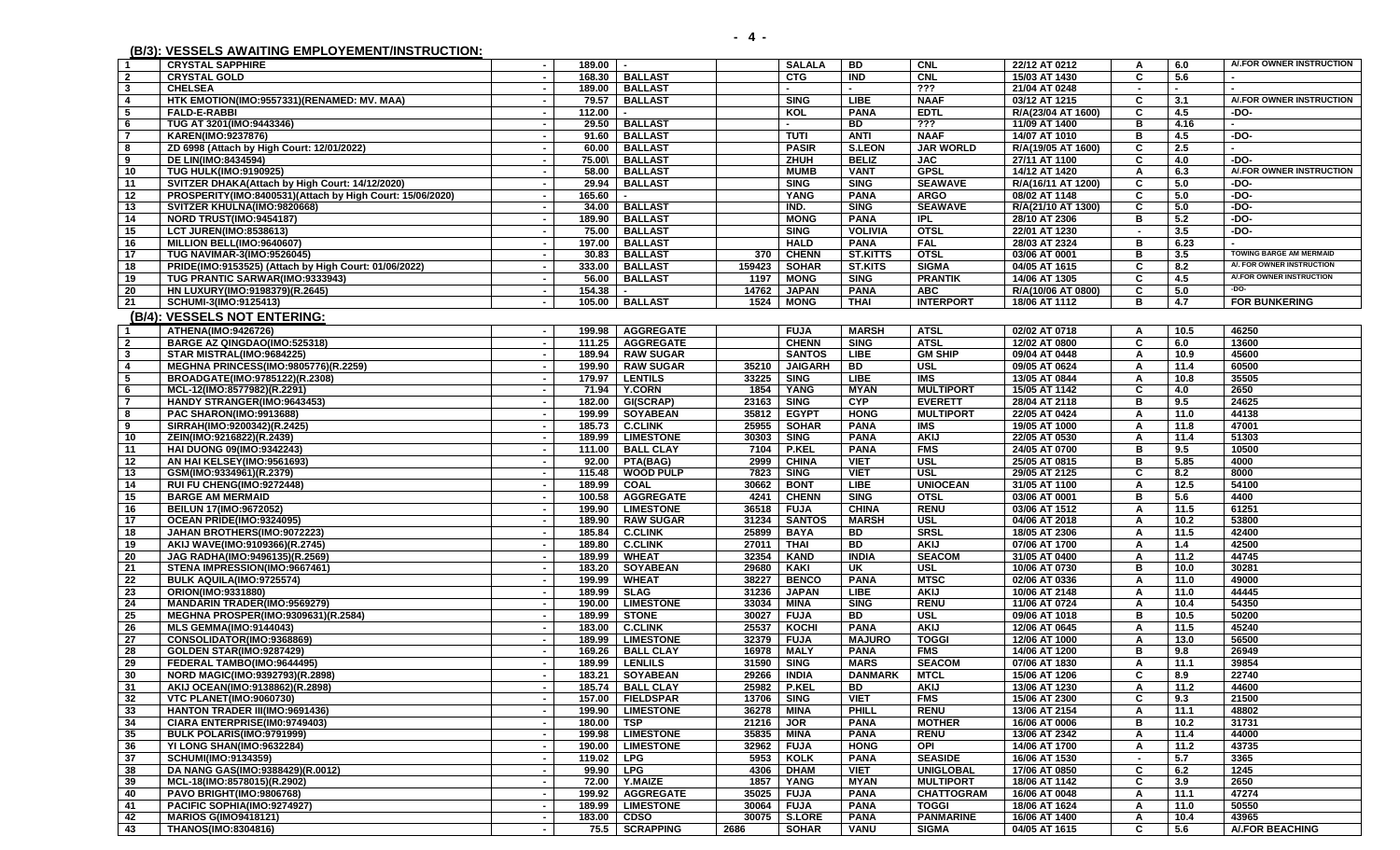## (B/3): VESSELS AWAITING EMPLOYEMENT/INSTRUCTION:

| | | | | | | | | | | | | |
|---|---|---|---|---|---|---|---|---|---|---|---|---|
| 1 | CRYSTAL SAPPHIRE | - | 189.00 | - | | SALALA | BD | CNL | 22/12 AT 0212 | A | 6.0 | A/.FOR OWNER INSTRUCTION |
| 2 | CRYSTAL GOLD | - | 168.30 | BALLAST | | CTG | IND | CNL | 15/03 AT 1430 | C | 5.6 | - |
| 3 | CHELSEA | - | 189.00 | BALLAST | | - | - | ??? | 21/04 AT 0248 | - | - | - |
| 4 | HTK EMOTION(IMO:9557331)(RENAMED: MV. MAA) | - | 79.57 | BALLAST | | SING | LIBE | NAAF | 03/12 AT 1215 | C | 3.1 | A/.FOR OWNER INSTRUCTION |
| 5 | FALD-E-RABBI | - | 112.00 | - | | KOL | PANA | EDTL | R/A(23/04 AT 1600) | C | 4.5 | -DO- |
| 6 | TUG AT 3201(IMO:9443346) | - | 29.50 | BALLAST | | - | BD | ??? | 11/09 AT 1400 | B | 4.16 | - |
| 7 | KAREN(IMO:9237876) | - | 91.60 | BALLAST | | TUTI | ANTI | NAAF | 14/07 AT 1010 | B | 4.5 | -DO- |
| 8 | ZD 6998 (Attach by High Court: 12/01/2022) | - | 60.00 | BALLAST | | PASIR | S.LEON | JAR WORLD | R/A(19/05 AT 1600) | C | 2.5 | - |
| 9 | DE LIN(IMO:8434594) | - | 75.00\ | BALLAST | | ZHUH | BELIZ | JAC | 27/11 AT 1100 | C | 4.0 | -DO- |
| 10 | TUG HULK(IMO:9190925) | - | 58.00 | BALLAST | | MUMB | VANT | GPSL | 14/12 AT 1420 | A | 6.3 | A/.FOR OWNER INSTRUCTION |
| 11 | SVITZER DHAKA(Attach by High Court: 14/12/2020) | - | 29.94 | BALLAST | | SING | SING | SEAWAVE | R/A(16/11 AT 1200) | C | 5.0 | -DO- |
| 12 | PROSPERITY(IMO:8400531)(Attach by High Court: 15/06/2020) | - | 165.60 | | | YANG | PANA | ARGO | 08/02 AT 1148 | C | 5.0 | -DO- |
| 13 | SVITZER KHULNA(IMO:9820668) | - | 34.00 | BALLAST | | IND. | SING | SEAWAVE | R/A(21/10 AT 1300) | C | 5.0 | -DO- |
| 14 | NORD TRUST(IMO:9454187) | - | 189.90 | BALLAST | | MONG | PANA | IPL | 28/10 AT 2306 | B | 5.2 | -DO- |
| 15 | LCT JUREN(IMO:8538613) | - | 75.00 | BALLAST | | SING | VOLIVIA | OTSL | 22/01 AT 1230 | - | 3.5 | -DO- |
| 16 | MILLION BELL(IMO:9640607) | - | 197.00 | BALLAST | | HALD | PANA | FAL | 28/03 AT 2324 | B | 6.23 | - |
| 17 | TUG NAVIMAR-3(IMO:9526045) | - | 30.83 | BALLAST | 370 | CHENN | ST.KITTS | OTSL | 03/06 AT 0001 | B | 3.5 | TOWING BARGE AM MERMAID |
| 18 | PRIDE(IMO:9153525) (Attach by High Court: 01/06/2022) | - | 333.00 | BALLAST | 159423 | SOHAR | ST.KITS | SIGMA | 04/05 AT 1615 | C | 8.2 | A/. FOR OWNER INSTRUCTION |
| 19 | TUG PRANTIC SARWAR(IMO:9333943) | - | 56.00 | BALLAST | 1197 | MONG | SING | PRANTIK | 14/06 AT 1305 | C | 4.5 | A/.FOR OWNER INSTRUCTION |
| 20 | HN LUXURY(IMO:9198379)(R.2645) | - | 154.38 | - | 14762 | JAPAN | PANA | ABC | R/A(10/06 AT 0800) | C | 5.0 | -DO- |
| 21 | SCHUMI-3(IMO:9125413) | - | 105.00 | BALLAST | 1524 | MONG | THAI | INTERPORT | 18/06 AT 1112 | B | 4.7 | FOR BUNKERING |

## (B/4): VESSELS NOT ENTERING:

| | | | | | | | | | | | | |
|---|---|---|---|---|---|---|---|---|---|---|---|---|
| 1 | ATHENA(IMO:9426726) | - | 199.98 | AGGREGATE | | FUJA | MARSH | ATSL | 02/02 AT 0718 | A | 10.5 | 46250 |
| 2 | BARGE AZ QINGDAO(IMO:525318) | - | 111.25 | AGGREGATE | | CHENN | SING | ATSL | 12/02 AT 0800 | C | 6.0 | 13600 |
| 3 | STAR MISTRAL(IMO:9684225) | - | 189.94 | RAW SUGAR | | SANTOS | LIBE | GM SHIP | 09/04 AT 0448 | A | 10.9 | 45600 |
| 4 | MEGHNA PRINCESS(IMO:9805776)(R.2259) | - | 199.90 | RAW SUGAR | 35210 | JAIGARH | BD | USL | 09/05 AT 0624 | A | 11.4 | 60500 |
| 5 | BROADGATE(IMO:9785122)(R.2308) | - | 179.97 | LENTILS | 33225 | SING | LIBE | IMS | 13/05 AT 0844 | A | 10.8 | 55505 |
| 6 | MCL-12(IMO:8577982)(R.2291) | - | 71.94 | Y.CORN | 1854 | YANG | MYAN | MULTIPORT | 15/05 AT 1142 | C | 4.0 | 2650 |
| 7 | HANDY STRANGER(IMO:9643453) | - | 182.00 | GI(SCRAP) | 23163 | SING | CYP | EVERETT | 28/04 AT 2118 | B | 9.5 | 24625 |
| 8 | PAC SHARON(IMO:9913688) | - | 199.99 | SOYABEAN | 35812 | EGYPT | HONG | MULTIPORT | 22/05 AT 0424 | A | 11.0 | 44138 |
| 9 | SIRRAH(IMO:9200342)(R.2425) | - | 185.73 | C.CLINK | 25955 | SOHAR | PANA | IMS | 19/05 AT 1000 | A | 11.8 | 47001 |
| 10 | ZEIN(IMO:9216822)(R.2439) | - | 189.99 | LIMESTONE | 30303 | SING | PANA | AKIJ | 22/05 AT 0530 | A | 11.4 | 51303 |
| 11 | HAI DUONG 09(IMO:9342243) | - | 111.00 | BALL CLAY | 7104 | P.KEL | PANA | FMS | 24/05 AT 0700 | B | 9.5 | 10500 |
| 12 | AN HAI KELSEY(IMO:9561693) | - | 92.00 | PTA(BAG) | 2999 | CHINA | VIET | USL | 25/05 AT 0815 | B | 5.85 | 4000 |
| 13 | GSM(IMO:9334961)(R.2379) | - | 115.48 | WOOD PULP | 7823 | SING | VIET | USL | 29/05 AT 2125 | C | 8.2 | 8000 |
| 14 | RUI FU CHENG(IMO:9272448) | - | 189.99 | COAL | 30662 | BONT | LIBE | UNIOCEAN | 31/05 AT 1100 | A | 12.5 | 54100 |
| 15 | BARGE AM MERMAID | - | 100.58 | AGGREGATE | 4241 | CHENN | SING | OTSL | 03/06 AT 0001 | B | 5.6 | 4400 |
| 16 | BEILUN 17(IMO:9672052) | - | 199.90 | LIMESTONE | 36518 | FUJA | CHINA | RENU | 03/06 AT 1512 | A | 11.5 | 61251 |
| 17 | OCEAN PRIDE(IMO:9324095) | - | 189.90 | RAW SUGAR | 31234 | SANTOS | MARSH | USL | 04/06 AT 2018 | A | 10.2 | 53800 |
| 18 | JAHAN BROTHERS(IMO:9072223) | - | 185.84 | C.CLINK | 25899 | BAYA | BD | SRSL | 18/05 AT 2306 | A | 11.5 | 42400 |
| 19 | AKIJ WAVE(IMO:9109366)(R.2745) | - | 189.80 | C.CLINK | 27011 | THAI | BD | AKIJ | 07/06 AT 1700 | A | 1.4 | 42500 |
| 20 | JAG RADHA(IMO:9496135)(R.2569) | - | 189.99 | WHEAT | 32354 | KAND | INDIA | SEACOM | 31/05 AT 0400 | A | 11.2 | 44745 |
| 21 | STENA IMPRESSION(IMO:9667461) | - | 183.20 | SOYABEAN | 29680 | KAKI | UK | USL | 10/06 AT 0730 | B | 10.0 | 30281 |
| 22 | BULK AQUILA(IMO:9725574) | - | 199.99 | WHEAT | 38227 | BENCO | PANA | MTSC | 02/06 AT 0336 | A | 11.0 | 49000 |
| 23 | ORION(IMO:9331880) | - | 189.99 | SLAG | 31236 | JAPAN | LIBE | AKIJ | 10/06 AT 2148 | A | 11.0 | 44445 |
| 24 | MANDARIN TRADER(IMO:9569279) | - | 190.00 | LIMESTONE | 33034 | MINA | SING | RENU | 11/06 AT 0724 | A | 10.4 | 54350 |
| 25 | MEGHNA PROSPER(IMO:9309631)(R.2584) | - | 189.99 | STONE | 30027 | FUJA | BD | USL | 09/06 AT 1018 | B | 10.5 | 50200 |
| 26 | MLS GEMMA(IMO:9144043) | - | 183.00 | C.CLINK | 25537 | KOCHI | PANA | AKIJ | 12/06 AT 0645 | A | 11.5 | 45240 |
| 27 | CONSOLIDATOR(IMO:9368869) | - | 189.99 | LIMESTONE | 32379 | FUJA | MAJURO | TOGGI | 12/06 AT 1000 | A | 13.0 | 56500 |
| 28 | GOLDEN STAR(IMO:9287429) | - | 169.26 | BALL CLAY | 16978 | MALY | PANA | FMS | 14/06 AT 1200 | B | 9.8 | 26949 |
| 29 | FEDERAL TAMBO(IMO:9644495) | - | 189.99 | LENLILS | 31590 | SING | MARS | SEACOM | 07/06 AT 1830 | A | 11.1 | 39854 |
| 30 | NORD MAGIC(IMO:9392793)(R.2898) | - | 183.21 | SOYABEAN | 29266 | INDIA | DANMARK | MTCL | 15/06 AT 1206 | C | 8.9 | 22740 |
| 31 | AKIJ OCEAN(IMO:9138862)(R.2898) | - | 185.74 | BALL CLAY | 25982 | P.KEL | BD | AKIJ | 13/06 AT 1230 | A | 11.2 | 44600 |
| 32 | VTC PLANET(IMO:9060730) | - | 157.00 | FIELDSPAR | 13706 | SING | VIET | FMS | 15/06 AT 2300 | C | 9.3 | 21500 |
| 33 | HANTON TRADER III(IMO:9691436) | - | 199.90 | LIMESTONE | 36278 | MINA | PHILL | RENU | 13/06 AT 2154 | A | 11.1 | 48802 |
| 34 | CIARA ENTERPRISE(IM0:9749403) | - | 180.00 | TSP | 21216 | JOR | PANA | MOTHER | 16/06 AT 0006 | B | 10.2 | 31731 |
| 35 | BULK POLARIS(IMO:9791999) | - | 199.98 | LIMESTONE | 35835 | MINA | PANA | RENU | 13/06 AT 2342 | A | 11.4 | 44000 |
| 36 | YI LONG SHAN(IMO:9632284) | - | 190.00 | LIMESTONE | 32962 | FUJA | HONG | OPI | 14/06 AT 1700 | A | 11.2 | 43735 |
| 37 | SCHUMI(IMO:9134359) | - | 119.02 | LPG | 5953 | KOLK | PANA | SEASIDE | 16/06 AT 1530 | - | 5.7 | 3365 |
| 38 | DA NANG GAS(IMO:9388429)(R.0012) | - | 99.90 | LPG | 4306 | DHAM | VIET | UNIGLOBAL | 17/06 AT 0850 | C | 6.2 | 1245 |
| 39 | MCL-18(IMO:8578015)(R.2902) | - | 72.00 | Y.MAIZE | 1857 | YANG | MYAN | MULTIPORT | 18/06 AT 1142 | C | 3.9 | 2650 |
| 40 | PAVO BRIGHT(IMO:9806768) | - | 199.92 | AGGREGATE | 35025 | FUJA | PANA | CHATTOGRAM | 16/06 AT 1624 | A | 11.1 | 47274 |
| 41 | PACIFIC SOPHIA(IMO:9274927) | - | 189.99 | LIMESTONE | 30064 | FUJA | PANA | TOGGI | 18/06 AT 1624 | A | 11.0 | 50550 |
| 42 | MARIOS G(IMO9418121) | - | 183.00 | CDSO | 30075 | S.LORE | PANA | PANMARINE | 16/06 AT 1400 | A | 10.4 | 43965 |
| 43 | THANOS(IMO:8304816) | - | 75.5 | SCRAPPING | 2686 | SOHAR | VANU | SIGMA | 04/05 AT 1615 | C | 5.6 | A/.FOR BEACHING |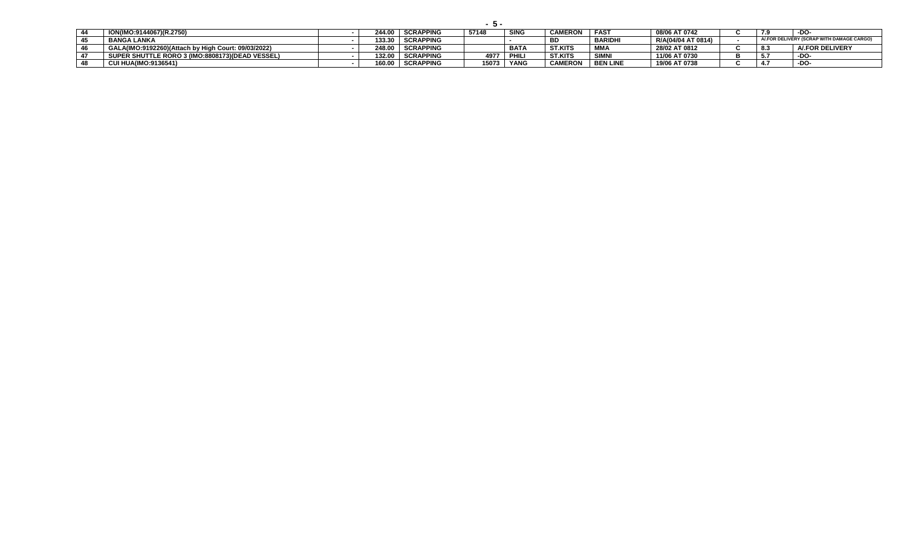| | | | | | | | | | | | | |
|---|---|---|---|---|---|---|---|---|---|---|---|---|
| 44 | ION(IMO:9144067)(R.2750) | | - | 244.00 | SCRAPPING | 57148 | SING | CAMERON | FAST | 08/06 AT 0742 | C | 7.9 | -DO- |
| 45 | BANGA LANKA | | - | 133.30 | SCRAPPING | | - | BD | BARIDHI | R/A(04/04 AT 0814) | - | A/.FOR DELIVERY (SCRAP WITH DAMAGE CARGO) | |
| 46 | GALA(IMO:9192260)(Attach by High Court: 09/03/2022) | | - | 248.00 | SCRAPPING | | BATA | ST.KITS | MMA | 28/02 AT 0812 | C | 8.3 | A/.FOR DELIVERY |
| 47 | SUPER SHUTTLE RORO 3 (IMO:8808173)(DEAD VESSEL) | | - | 132.00 | SCRAPPING | 4977 | PHILI | ST.KITS | SIMNI | 11/06 AT 0730 | B | 5.7 | -DO- |
| 48 | CUI HUA(IMO:9136541) | | - | 160.00 | SCRAPPING | 15073 | YANG | CAMERON | BEN LINE | 19/06 AT 0738 | C | 4.7 | -DO- |